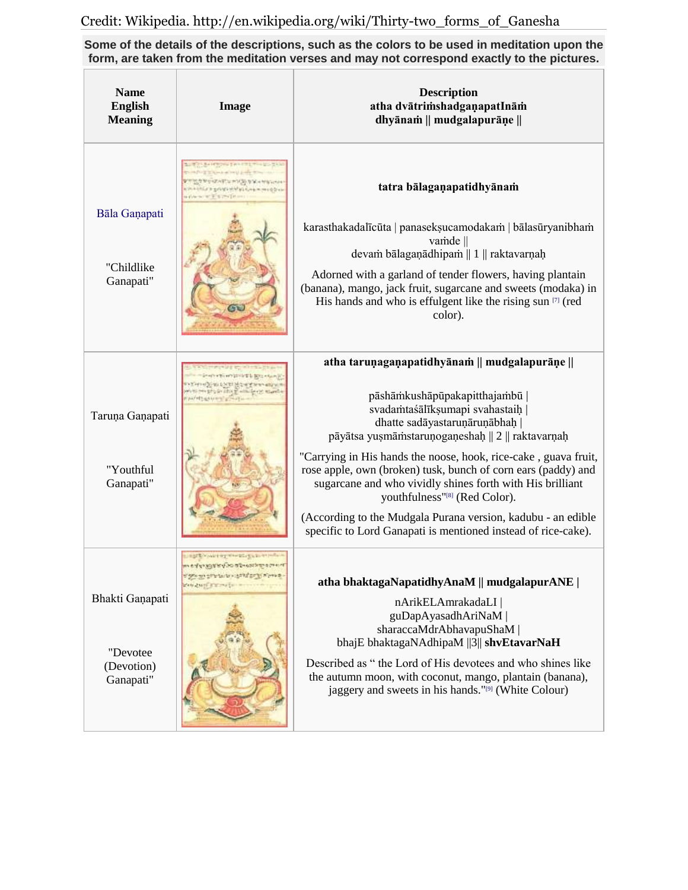Credit: Wikipedia. http://en.wikipedia.org/wiki/Thirty-two_forms_of_Ganesha

**Some of the details of the descriptions, such as the colors to be used in meditation upon the form, are taken from the meditation verses and may not correspond exactly to the pictures.**

| Name<br>English<br>Meaning | Image | Description<br>atha dvātriṁshadgaṇapatInāṁ dhyānaṁ \|\| mudgalapurāṇe \|\| |
|---|---|---|
| Bāla Gaṇapati<br><br>"Childlike Ganapati" | | **tatra bālagaṇapatidhyānaṁ**<br><br>karasthakadalīcūta \| panasekṣucamodakaṁ \| bālasūryanibhaṁ vaṁde \|\|<br>devaṁ bālagaṇādhipaṁ \|\| 1 \|\| raktavarṇaḥ<br><br>Adorned with a garland of tender flowers, having plantain (banana), mango, jack fruit, sugarcane and sweets (modaka) in His hands and who is effulgent like the rising sun [7] (red color). |
| Taruṇa Gaṇapati<br><br>"Youthful Ganapati" | | **atha taruṇagaṇapatidhyānaṁ \|\| mudgalapurāṇe \|\|**<br><br>pāshāṁkushāpūpakapitthajaṁbū \|<br>svadaṁtaśālīkṣumapi svahastaiḥ \|<br>dhatte sadāyastaruṇāruṇābhaḥ \|<br>pāyātsa yuṣmāṁstaruṇogaṇeshaḥ \|\| 2 \|\| raktavarṇaḥ<br><br>"Carrying in His hands the noose, hook, rice-cake , guava fruit, rose apple, own (broken) tusk, bunch of corn ears (paddy) and sugarcane and who vividly shines forth with His brilliant youthfulness"[8] (Red Color).<br><br>(According to the Mudgala Purana version, kadubu - an edible specific to Lord Ganapati is mentioned instead of rice-cake). |
| Bhakti Gaṇapati<br><br>"Devotee (Devotion) Ganapati" | | **atha bhaktagaNapatidhyAnaM \|\| mudgalapurANE \|**<br><br>nArikELAmrakadaLI \|<br>guDapAyasadhAriNaM \|<br>sharaccaMdrAbhavapuShaM \|<br>bhajE bhaktagaNAdhipaM \|\|3\|\| **shvEtavarNaH**<br><br>Described as " the Lord of His devotees and who shines like the autumn moon, with coconut, mango, plantain (banana), jaggery and sweets in his hands."[9] (White Colour) |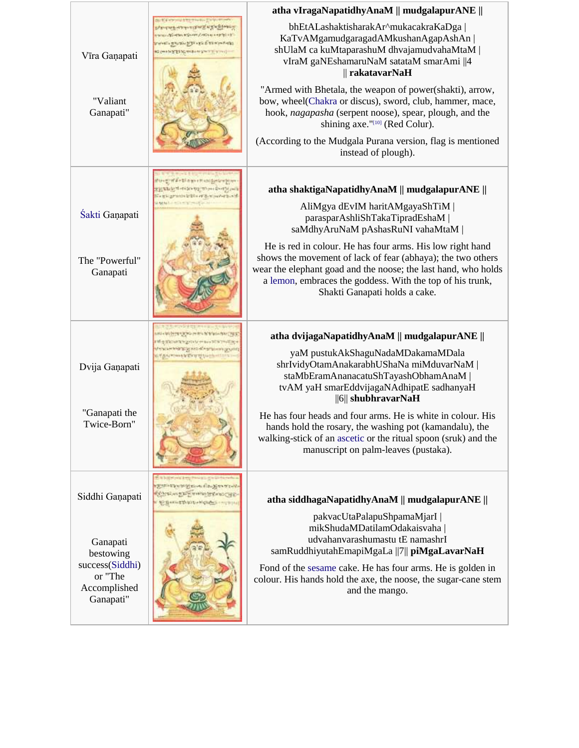| | | |
|---|---|---|
| Vīra Gaṇapati<br><br>"Valiant Ganapati" | | **atha vIragaNapatidhyAnaM \|\| mudgalapurANE \|\|**<br><br>bhEtALAshaktisharakAr^mukacakraKaDga \|<br>KaTvAMgamudgaragadAMkushanAgapAshAn \|<br>shUlaM ca kuMtaparashuM dhvajamudvahaMtaM \|<br>vIraM gaNEshamaruNaM satataM smarAmi \|\|4<br>\|\| **rakatavarNaH**<br><br>"Armed with Bhetala, the weapon of power(shakti), arrow, bow, wheel(Chakra or discus), sword, club, hammer, mace, hook, *nagapasha* (serpent noose), spear, plough, and the shining axe."[10] (Red Colur).<br><br>(According to the Mudgala Purana version, flag is mentioned instead of plough). |
| Śakti Gaṇapati<br><br>The "Powerful" Ganapati | | **atha shaktigaNapatidhyAnaM \|\| mudgalapurANE \|\|**<br><br>AliMgya dEvIM haritAMgayaShTiM \|<br>parasparAshliShTakaTipradEshaM \|<br>saMdhyAruNaM pAshasRuNI vahaMtaM \|<br><br>He is red in colour. He has four arms. His low right hand shows the movement of lack of fear (abhaya); the two others wear the elephant goad and the noose; the last hand, who holds a lemon, embraces the goddess. With the top of his trunk, Shakti Ganapati holds a cake. |
| Dvija Gaṇapati<br><br>"Ganapati the Twice-Born" | | **atha dvijagaNapatidhyAnaM \|\| mudgalapurANE \|\|**<br><br>yaM pustukAkShaguNadaMDakamaMDala<br>shrIvidyOtamAnakarabhUShaNa miMduvarNaM \|<br>staMbEramAnanacatuShTayashObhamAnaM \|<br>tvAM yaH smarEddvijagaNAdhipatE sadhanyaH<br>\|\|6\|\| **shubhravarNaH**<br><br>He has four heads and four arms. He is white in colour. His hands hold the rosary, the washing pot (kamandalu), the walking-stick of an ascetic or the ritual spoon (sruk) and the manuscript on palm-leaves (pustaka). |
| Siddhi Gaṇapati<br><br>Ganapati bestowing success(Siddhi) or "The Accomplished Ganapati" | | **atha siddhagaNapatidhyAnaM \|\| mudgalapurANE \|\|**<br><br>pakvacUtaPalapuShpamaMjarI \|<br>mikShudaMDatilamOdakaisvaha \|<br>udvahanvarashumastu tE namashrI<br>samRuddhiyutahEmapiMgaLa \|\|7\|\| **piMgaLavarNaH**<br><br>Fond of the sesame cake. He has four arms. He is golden in colour. His hands hold the axe, the noose, the sugar-cane stem and the mango. |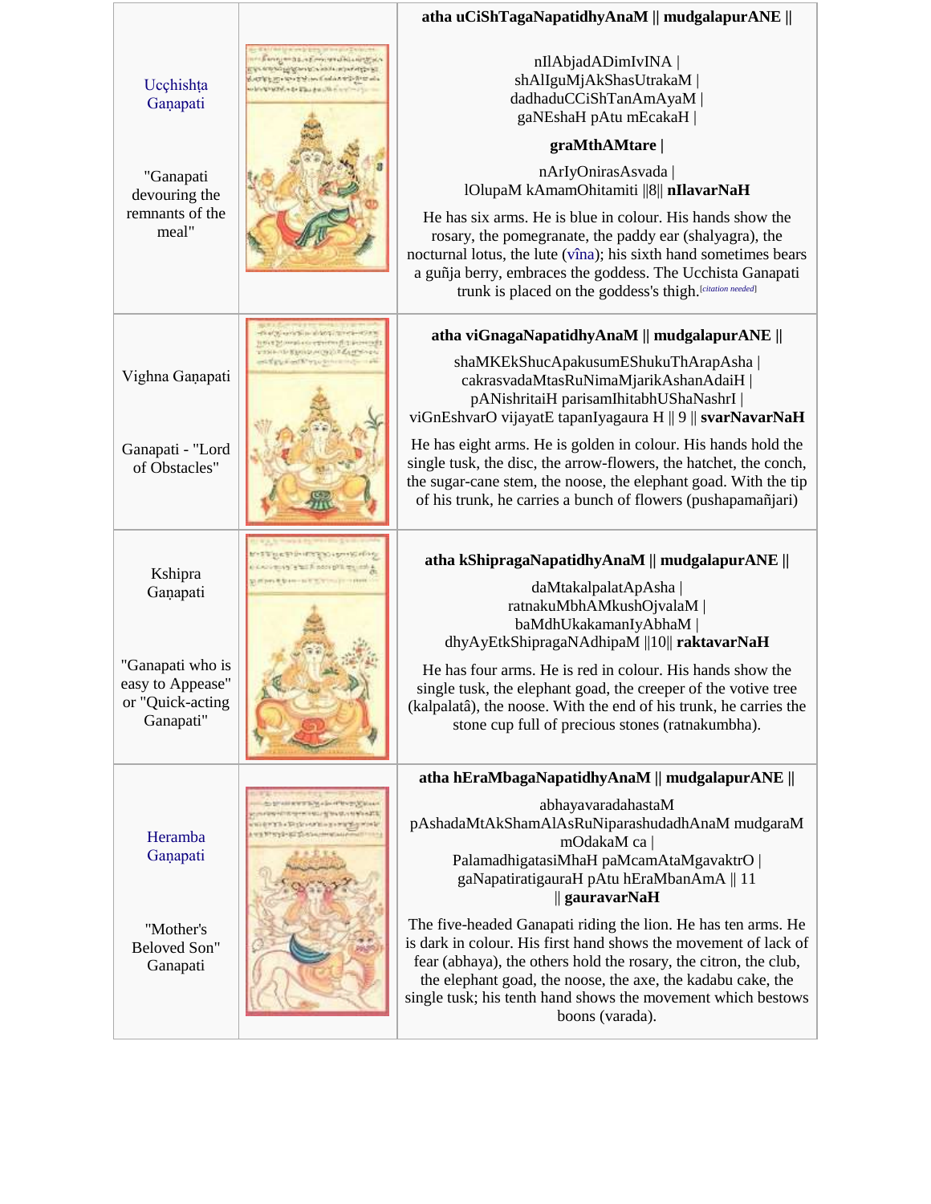| | | |
|---|---|---|
| Ucçhishṭa Gaṇapati<br><br>"Ganapati devouring the remnants of the meal" | | **atha uCiShTagaNapatidhyAnaM \|\| mudgalapurANE \|\|**<br><br>nIlAbjadADimIvINA \|<br>shAlIguMjAkShasUtrakaM \|<br>dadhaduCCiShTanAmAyaM \|<br>gaNEshaH pAtu mEcakaH \|<br><br>**graMthAMtare \|**<br><br>nArIyOnirasAsvada \|<br>lOlupaM kAmamOhitamiti \|\|8\|\| **nIlavarNaH**<br><br>He has six arms. He is blue in colour. His hands show the rosary, the pomegranate, the paddy ear (shalyagra), the nocturnal lotus, the lute (vîna); his sixth hand sometimes bears a guñja berry, embraces the goddess. The Ucchista Ganapati trunk is placed on the goddess's thigh.[citation needed] |
| Vighna Gaṇapati<br><br>Ganapati - "Lord of Obstacles" | | **atha viGnagaNapatidhyAnaM \|\| mudgalapurANE \|\|**<br><br>shaMKEkShucApakusumEShukuThArapAsha \|<br>cakrasvadaMtasRuNimaMjarikAshanAdaiH \|<br>pANishritaiH parisamIhitabhUShaNashrI \|<br>viGnEshvarO vijayatE tapanIyagaura H \|\| 9 \|\| **svarNavarNaH**<br><br>He has eight arms. He is golden in colour. His hands hold the single tusk, the disc, the arrow-flowers, the hatchet, the conch, the sugar-cane stem, the noose, the elephant goad. With the tip of his trunk, he carries a bunch of flowers (pushapamañjari) |
| Kshipra Gaṇapati<br><br>"Ganapati who is easy to Appease" or "Quick-acting Ganapati" | | **atha kShipragaNapatidhyAnaM \|\| mudgalapurANE \|\|**<br><br>daMtakalpalatApAsha \|<br>ratnakuMbhAMkushOjvalaM \|<br>baMdhUkakamanIyAbhaM \|<br>dhyAyEtkShipragaNAdhipaM \|\|10\|\| **raktavarNaH**<br><br>He has four arms. He is red in colour. His hands show the single tusk, the elephant goad, the creeper of the votive tree (kalpalatâ), the noose. With the end of his trunk, he carries the stone cup full of precious stones (ratnakumbha). |
| Heramba Gaṇapati<br><br>"Mother's Beloved Son" Ganapati | | **atha hEraMbagaNapatidhyAnaM \|\| mudgalapurANE \|\|**<br><br>abhayavaradahastaM<br>pAshadaMtAkShamAlAsRuNiparashudadhAnaM mudgaraM mOdakaM ca \|<br>PalamadhigatasiMhaH paMcamAtaMgavaktrO \|<br>gaNapatiratigauraH pAtu hEraMbanAmA \|\| 11 \|\| **gauravarNaH**<br><br>The five-headed Ganapati riding the lion. He has ten arms. He is dark in colour. His first hand shows the movement of lack of fear (abhaya), the others hold the rosary, the citron, the club, the elephant goad, the noose, the axe, the kadabu cake, the single tusk; his tenth hand shows the movement which bestows boons (varada). |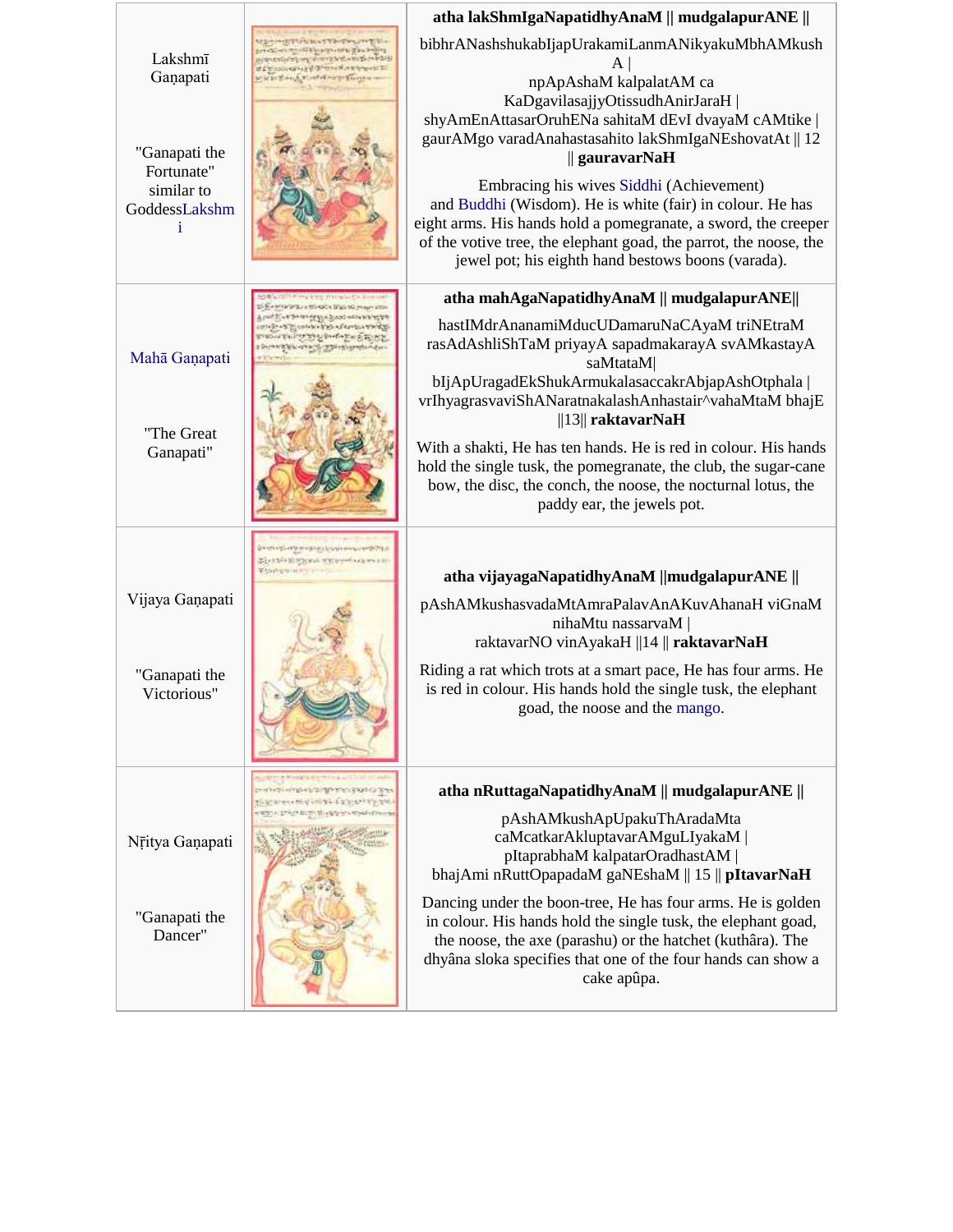| | | |
|---|---|---|
| Lakshmī Gaṇapati<br><br>"Ganapati the Fortunate" similar to GoddessLakshmi | | **atha lakShmIgaNapatidhyAnaM \|\| mudgalapurANE \|\|**<br><br>bibhrANAshshukabIjapUrakamiLanmANikyakuMbhAMkushA \|<br>npApAshaM kalpalatAM ca<br>KaDgavilasajjyOtissudhAnirJaraH \|<br>shyAmEnAttasarOruhENa sahitaM dEvI dvayaM cAMtike \|<br>gaurAMgo varadAnahastasahito lakShmIgaNEshovatAt \|\| 12 \|\| **gauravarNaH**<br><br>Embracing his wives Siddhi (Achievement) and Buddhi (Wisdom). He is white (fair) in colour. He has eight arms. His hands hold a pomegranate, a sword, the creeper of the votive tree, the elephant goad, the parrot, the noose, the jewel pot; his eighth hand bestows boons (varada). |
| Mahā Gaṇapati<br><br>"The Great Ganapati" | | **atha mahAgaNapatidhyAnaM \|\| mudgalapurANE\|\|**<br><br>hastIMdrAnanamiMducUDamaruNaCAyaM triNEtraM<br>rasAdAshliShTaM priyayA sapadmakarayA svAMkastayA saMtataM\|<br>bIjApUragadEkShukArmukalasaccakrAbjapAshOtphala \|<br>vrIhyagrasvaviShANaratnakalashAnhastair^vahaMtaM bhajE \|\|13\|\| **raktavarNaH**<br><br>With a shakti, He has ten hands. He is red in colour. His hands hold the single tusk, the pomegranate, the club, the sugar-cane bow, the disc, the conch, the noose, the nocturnal lotus, the paddy ear, the jewels pot. |
| Vijaya Gaṇapati<br><br>"Ganapati the Victorious" | | **atha vijayagaNapatidhyAnaM \|\|mudgalapurANE \|\|**<br><br>pAshAMkushasvadaMtAmraPalavAnAKuvAhanaH viGnaM nihaMtu nassarvaM \|<br>raktavarNO vinAyakaH \|\|14 \|\| **raktavarNaH**<br><br>Riding a rat which trots at a smart pace, He has four arms. He is red in colour. His hands hold the single tusk, the elephant goad, the noose and the mango. |
| Nṛitya Gaṇapati<br><br>"Ganapati the Dancer" | | **atha nRuttagaNapatidhyAnaM \|\| mudgalapurANE \|\|**<br><br>pAshAMkushApUpakuThAradaMta<br>caMcatkarAkluptavarAMguLIyakaM \|<br>pItaprabhaM kalpatarOradhastAM \|<br>bhajAmi nRuttOpapadaM gaNEshaM \|\| 15 \|\| **pItavarNaH**<br><br>Dancing under the boon-tree, He has four arms. He is golden in colour. His hands hold the single tusk, the elephant goad, the noose, the axe (parashu) or the hatchet (kuthâra). The dhyâna sloka specifies that one of the four hands can show a cake apûpa. |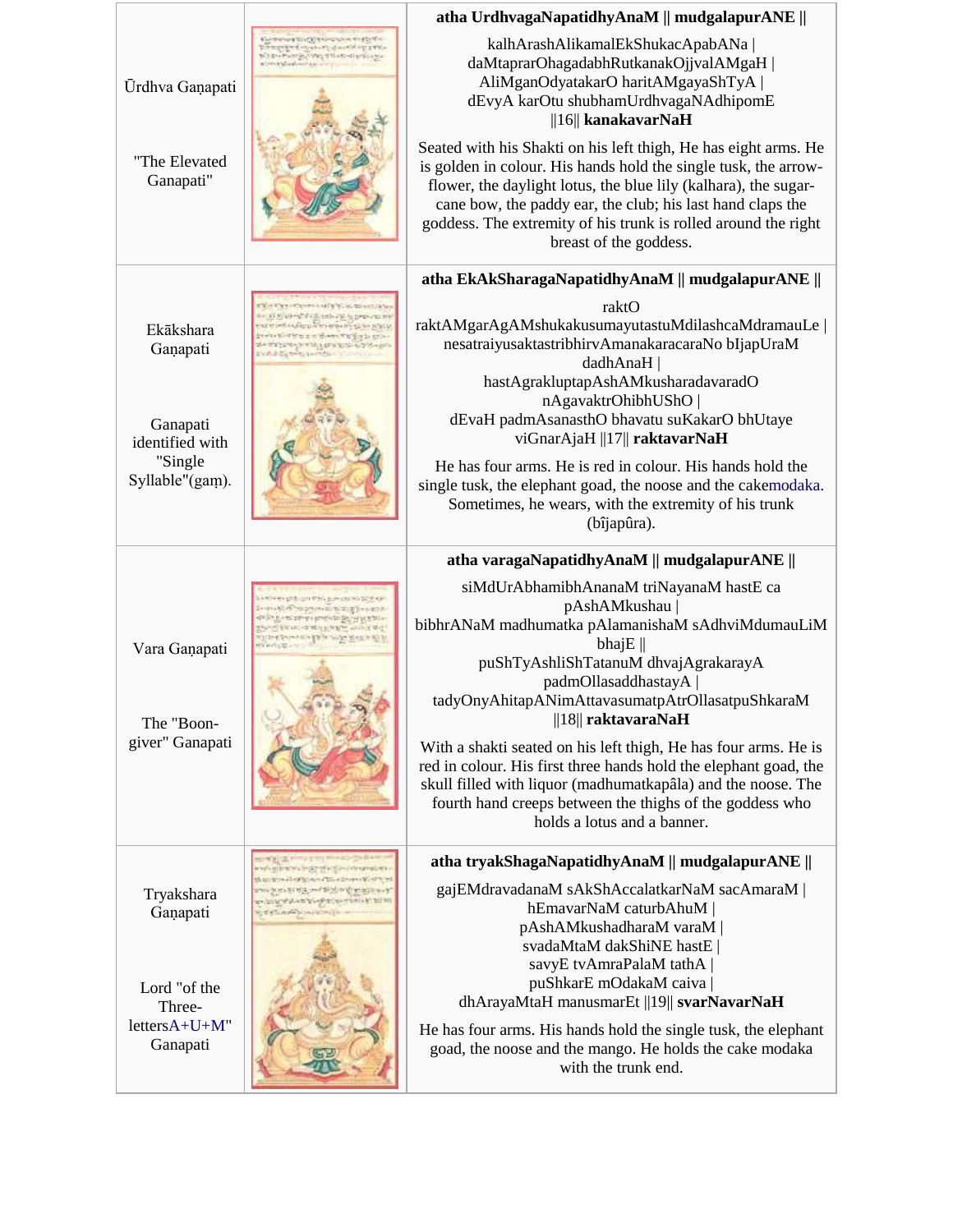| | | |
|---|---|---|
| Ūrdhva Gaṇapati<br><br>"The Elevated Ganapati" | | **atha UrdhvagaNapatidhyAnaM \|\| mudgalapurANE \|\|**<br><br>kalhArashAlikamalEkShukacApabANa \|<br>daMtaprarOhagadabhRutkanakOjjvalAMgaH \|<br>AliMganOdyatakarO haritAMgayaShTyA \|<br>dEvyA karOtu shubhamUrdhvagaNAdhipomE<br>\|\|16\|\| **kanakavarNaH**<br><br>Seated with his Shakti on his left thigh, He has eight arms. He is golden in colour. His hands hold the single tusk, the arrow-flower, the daylight lotus, the blue lily (kalhara), the sugar-cane bow, the paddy ear, the club; his last hand claps the goddess. The extremity of his trunk is rolled around the right breast of the goddess. |
| Ekākshara Gaṇapati<br><br>Ganapati identified with "Single Syllable"(gaṃ). | | **atha EkAkSharagaNapatidhyAnaM \|\| mudgalapurANE \|\|**<br><br>raktO<br>raktAMgarAgAMshukakusumayutastuMdilashcaMdramauLe \|<br>nesatraiyusaktastribhirvAmanakaracaraNo bIjapUraM<br>dadhAnaH \|<br>hastAgrakluptapAshAMkusharadavaradO<br>nAgavaktrOhibhUShO \|<br>dEvaH padmAsanasthO bhavatu suKakarO bhUtaye<br>viGnarAjaH \|\|17\|\| **raktavarNaH**<br><br>He has four arms. He is red in colour. His hands hold the single tusk, the elephant goad, the noose and the cake modaka. Sometimes, he wears, with the extremity of his trunk (bîjapûra). |
| Vara Gaṇapati<br><br>The "Boon-giver" Ganapati | | **atha varagaNapatidhyAnaM \|\| mudgalapurANE \|\|**<br><br>siMdUrAbhamibhAnanaM triNayanaM hastE ca<br>pAshAMkushau \|<br>bibhrANaM madhumatka pAlamanishaM sAdhviMdumauLiM<br>bhajE \|\|<br>puShTyAshliShTatanuM dhvajAgrakarayA<br>padmOllasaddhastayA \|<br>tadyOnyAhitapANimAttavasumatpAtrOllasatpuShkaraM<br>\|\|18\|\| **raktavaraNaH**<br><br>With a shakti seated on his left thigh, He has four arms. He is red in colour. His first three hands hold the elephant goad, the skull filled with liquor (madhumatkapâla) and the noose. The fourth hand creeps between the thighs of the goddess who holds a lotus and a banner. |
| Tryakshara Gaṇapati<br><br>Lord "of the Three-lettersA+U+M" Ganapati | | **atha tryakShagaNapatidhyAnaM \|\| mudgalapurANE \|\|**<br><br>gajEMdravadanaM sAkShAccalatkarNaM sacAmaraM \|<br>hEmavarNaM caturbAhuM \|<br>pAshAMkushadharaM varaM \|<br>svadaMtaM dakShiNE hastE \|<br>savyE tvAmraPalaM tathA \|<br>puShkarE mOdakaM caiva \|<br>dhArayaMtaM manusmarEt \|\|19\|\| **svarNavarNaH**<br><br>He has four arms. His hands hold the single tusk, the elephant goad, the noose and the mango. He holds the cake modaka with the trunk end. |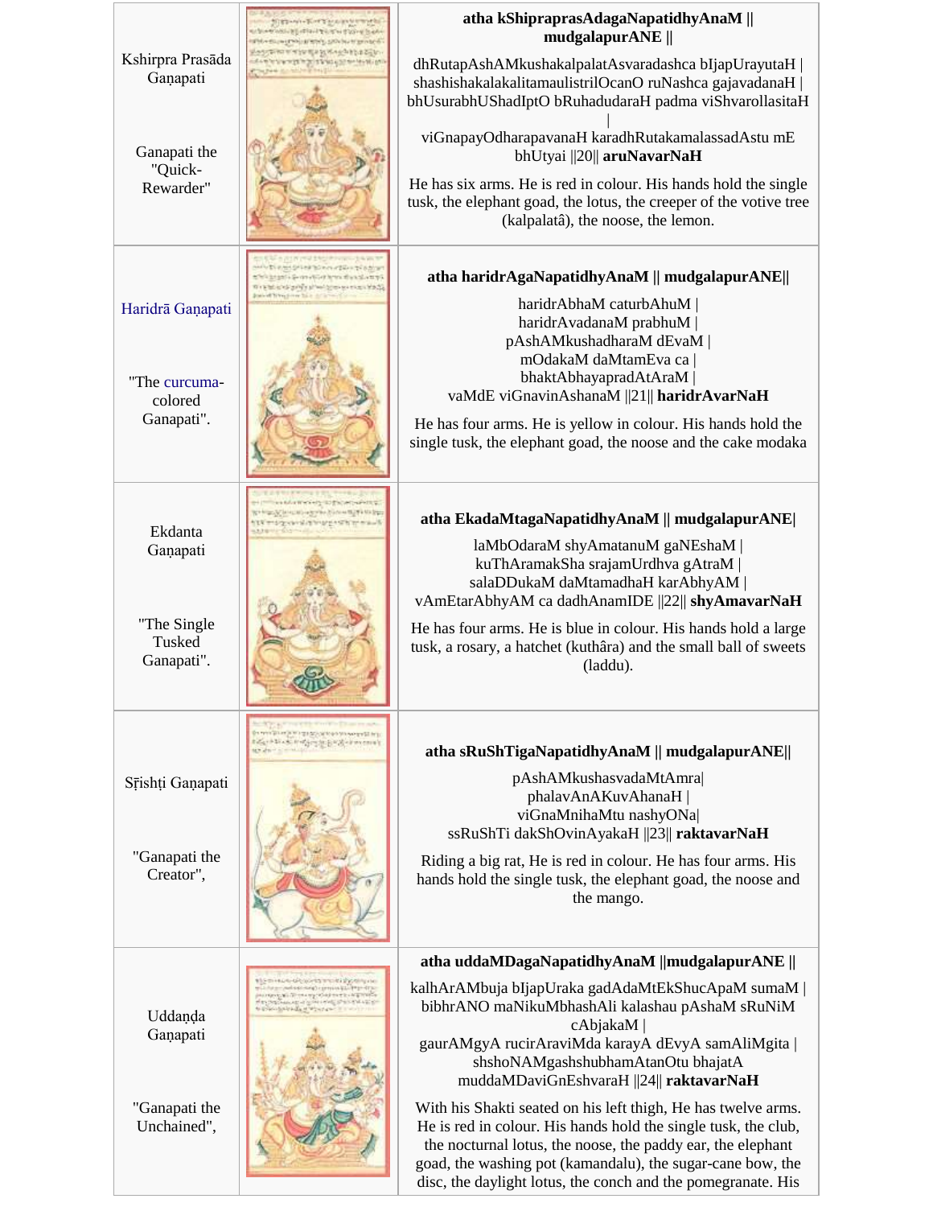| | | |
|---|---|---|
| Kshirpra Prasāda Gaṇapati<br><br>Ganapati the "Quick-Rewarder" | | **atha kShipraprasAdagaNapatidhyAnaM \|\| mudgalapurANE \|\|**<br><br>dhRutapAshAMkushakalpalatAsvaradashca bIjapUrayutaH \| shashishakalakalitamaulistrilOcanO ruNashca gajavadanaH \| bhUsurabhUShadIptO bRuhadudaraH padma viShvarollasitaH \| viGnapayOdharapavanaH karadhRutakamalassadAstu mE bhUtyai \|\|20\|\| **aruNavarNaH**<br><br>He has six arms. He is red in colour. His hands hold the single tusk, the elephant goad, the lotus, the creeper of the votive tree (kalpalatâ), the noose, the lemon. |
| Haridrā Gaṇapati<br><br>"The curcuma-colored Ganapati". | | **atha haridrAgaNapatidhyAnaM \|\| mudgalapurANE\|\|**<br><br>haridrAbhaM caturbAhuM \|<br>haridrAvadanaM prabhuM \|<br>pAshAMkushadharaM dEvaM \|<br>mOdakaM daMtamEva ca \|<br>bhaktAbhayapradAtAraM \|<br>vaMdE viGnavinAshanaM \|\|21\|\| **haridrAvarNaH**<br><br>He has four arms. He is yellow in colour. His hands hold the single tusk, the elephant goad, the noose and the cake modaka |
| Ekdanta Gaṇapati<br><br>"The Single Tusked Ganapati". | | **atha EkadaMtagaNapatidhyAnaM \|\| mudgalapurANE\|**<br><br>laMbOdaraM shyAmatanuM gaNEshaM \|<br>kuThAramakSha srajamUrdhva gAtraM \|<br>salaDDukaM daMtamadhaH karAbhyAM \|<br>vAmEtarAbhyAM ca dadhAnamIDE \|\|22\|\| **shyAmavarNaH**<br><br>He has four arms. He is blue in colour. His hands hold a large tusk, a rosary, a hatchet (kuthâra) and the small ball of sweets (laddu). |
| Sṛishṭi Gaṇapati<br><br>"Ganapati the Creator", | | **atha sRuShTigaNapatidhyAnaM \|\| mudgalapurANE\|\|**<br><br>pAshAMkushasvadaMtAmra\|<br>phalavAnAKuvAhanaH \|<br>viGnaMnihaMtu nashyONa\|<br>ssRuShTi dakShOvinAyakaH \|\|23\|\| **raktavarNaH**<br><br>Riding a big rat, He is red in colour. He has four arms. His hands hold the single tusk, the elephant goad, the noose and the mango. |
| Uddaṇḍa Gaṇapati<br><br>"Ganapati the Unchained", | | **atha uddaMDagaNapatidhyAnaM \|\|mudgalapurANE \|\|**<br><br>kalhArAMbuja bIjapUraka gadAdaMtEkShucApaM sumaM \| bibhrANO maNikuMbhashAli kalashau pAshaM sRuNiM cAbjakaM \|<br>gaurAMgyA rucirAraviMda karayA dEvyA samAliMgita \| shshoNAMgashshubhamAtanOtu bhajatA muddaMDaviGnEshvaraH \|\|24\|\| **raktavarNaH**<br><br>With his Shakti seated on his left thigh, He has twelve arms. He is red in colour. His hands hold the single tusk, the club, the nocturnal lotus, the noose, the paddy ear, the elephant goad, the washing pot (kamandalu), the sugar-cane bow, the disc, the daylight lotus, the conch and the pomegranate. His |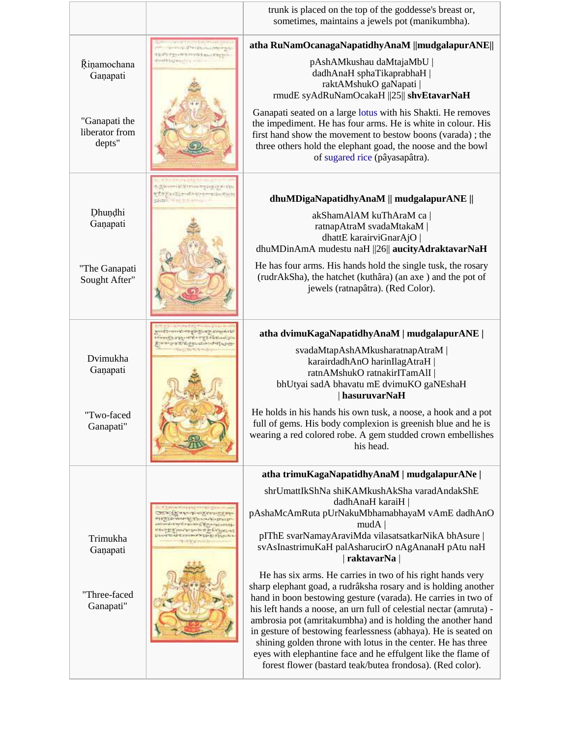| | | |
|---|---|---|
| | | trunk is placed on the top of the goddesse's breast or, sometimes, maintains a jewels pot (manikumbha). |
| Ṛiṇamochana Gaṇapati<br><br>"Ganapati the liberator from depts" | | **atha RuNamOcanagaNapatidhyAnaM \|\|mudgalapurANE\|\|**<br><br>pAshAMkushau daMtajaMbU \|<br>dadhAnaH sphaTikaprabhaH \|<br>raktAMshukO gaNapati \|<br>rmudE syAdRuNamOcakaH \|\|25\|\| **shvEtavarNaH**<br><br>Ganapati seated on a large lotus with his Shakti. He removes the impediment. He has four arms. He is white in colour. His first hand show the movement to bestow boons (varada) ; the three others hold the elephant goad, the noose and the bowl of sugared rice (pâyasapâtra). |
| Ḍhuṇḍhi Gaṇapati<br><br>"The Ganapati Sought After" | | **dhuMDigaNapatidhyAnaM \|\| mudgalapurANE \|\|**<br><br>akShamAlAM kuThAraM ca \|<br>ratnapAtraM svadaMtakaM \|<br>dhattE karairviGnarAjO \|<br>dhuMDinAmA mudestu naH \|\|26\|\| **aucityAdraktavarNaH**<br><br>He has four arms. His hands hold the single tusk, the rosary (rudrAkSha), the hatchet (kuthâra) (an axe ) and the pot of jewels (ratnapâtra). (Red Color). |
| Dvimukha Gaṇapati<br><br>"Two-faced Ganapati" | | **atha dvimuKagaNapatidhyAnaM \| mudgalapurANE \|**<br><br>svadaMtapAshAMkusharatnapAtraM \|<br>karairdadhAnO harinIlagAtraH \|<br>ratnAMshukO ratnakirITamAlI \|<br>bhUtyai sadA bhavatu mE dvimuKO gaNEshaH<br>\| **hasuruvarNaH**<br><br>He holds in his hands his own tusk, a noose, a hook and a pot full of gems. His body complexion is greenish blue and he is wearing a red colored robe. A gem studded crown embellishes his head. |
| Trimukha Gaṇapati<br><br>"Three-faced Ganapati" | | **atha trimuKagaNapatidhyAnaM \| mudgalapurANe \|**<br><br>shrUmattIkShNa shiKAMkushAkSha varadAndakShE dadhAnaH karaiH \|<br>pAshaMcAmRuta pUrNakuMbhamabhayaM vAmE dadhAnO mudA \|<br>pIThE svarNamayAraviMda vilasatsatkarNikA bhAsure \|<br>svAsInastrimuKaH palAsharucirO nAgAnanaH pAtu naH<br>\| **raktavarNa** \|<br><br>He has six arms. He carries in two of his right hands very sharp elephant goad, a rudrâksha rosary and is holding another hand in boon bestowing gesture (varada). He carries in two of his left hands a noose, an urn full of celestial nectar (amruta) - ambrosia pot (amritakumbha) and is holding the another hand in gesture of bestowing fearlessness (abhaya). He is seated on shining golden throne with lotus in the center. He has three eyes with elephantine face and he effulgent like the flame of forest flower (bastard teak/butea frondosa). (Red color). |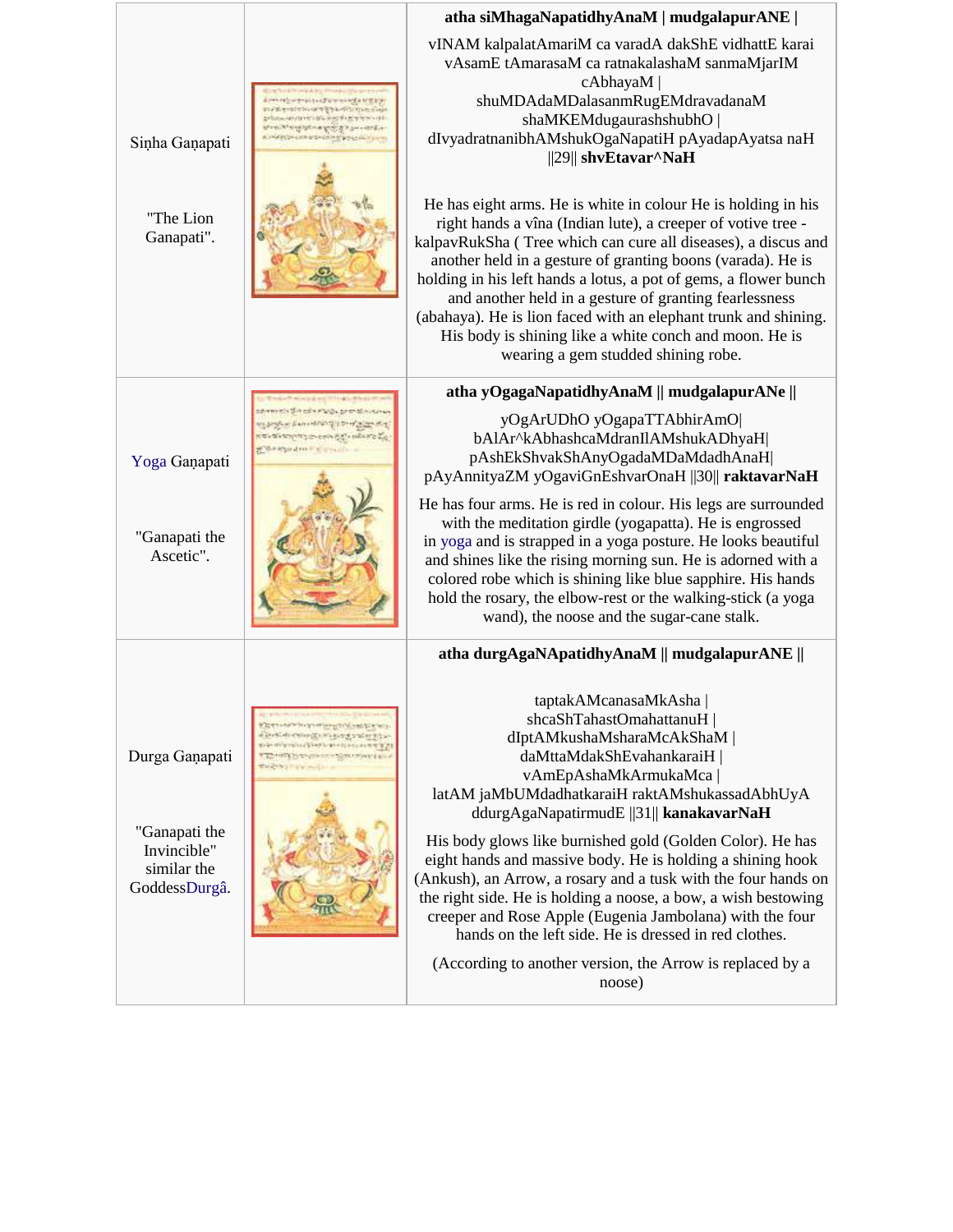| | | |
|---|---|---|
| Siṇha Gaṇapati<br><br>"The Lion Ganapati". | | **atha siMhagaNapatidhyAnaM \| mudgalapurANE \|**<br><br>vINAM kalpalatAmariM ca varadA dakShE vidhattE karai vAsamE tAmarasaM ca ratnakalashaM sanmaMjarIM cAbhayaM \|<br>shuMDAdaMDalasanmRugEMdravadanaM shaMKEMdugaurashshubhO \|<br>dIvyadratnanibhAMshukOgaNapatiH pAyadapAyatsa naH \|\|29\|\| **shvEtavar^NaH**<br><br>He has eight arms. He is white in colour He is holding in his right hands a vîna (Indian lute), a creeper of votive tree - kalpavRukSha ( Tree which can cure all diseases), a discus and another held in a gesture of granting boons (varada). He is holding in his left hands a lotus, a pot of gems, a flower bunch and another held in a gesture of granting fearlessness (abahaya). He is lion faced with an elephant trunk and shining. His body is shining like a white conch and moon. He is wearing a gem studded shining robe. |
| Yoga Gaṇapati<br><br>"Ganapati the Ascetic". | | **atha yOgagaNapatidhyAnaM \|\| mudgalapurANe \|\|**<br><br>yOgArUDhO yOgapaTTAbhirAmO\|<br>bAlAr^kAbhashcaMdranIlAMshukADhyaH\|<br>pAshEkShvakShAnyOgadaMDaMdadhAnaH\|<br>pAyAnnityaZM yOgaviGnEshvarOnaH \|\|30\|\| **raktavarNaH**<br><br>He has four arms. He is red in colour. His legs are surrounded with the meditation girdle (yogapatta). He is engrossed in yoga and is strapped in a yoga posture. He looks beautiful and shines like the rising morning sun. He is adorned with a colored robe which is shining like blue sapphire. His hands hold the rosary, the elbow-rest or the walking-stick (a yoga wand), the noose and the sugar-cane stalk. |
| Durga Gaṇapati<br><br>"Ganapati the Invincible" similar the GoddessDurgâ. | | **atha durgAgaNApatidhyAnaM \|\| mudgalapurANE \|\|**<br><br>taptakAMcanasaMkAsha \|<br>shcaShTahastOmahattanuH \|<br>dIptAMkushaMsharaMcAkShaM \|<br>daMttaMdakShEvahankaraiH \|<br>vAmEpAshaMkArmukaMca \|<br>latAM jaMbUMdadhatkaraiH raktAMshukassadAbhUyA ddurgAgaNapatirmudE \|\|31\|\| **kanakavarNaH**<br><br>His body glows like burnished gold (Golden Color). He has eight hands and massive body. He is holding a shining hook (Ankush), an Arrow, a rosary and a tusk with the four hands on the right side. He is holding a noose, a bow, a wish bestowing creeper and Rose Apple (Eugenia Jambolana) with the four hands on the left side. He is dressed in red clothes.<br><br>(According to another version, the Arrow is replaced by a noose) |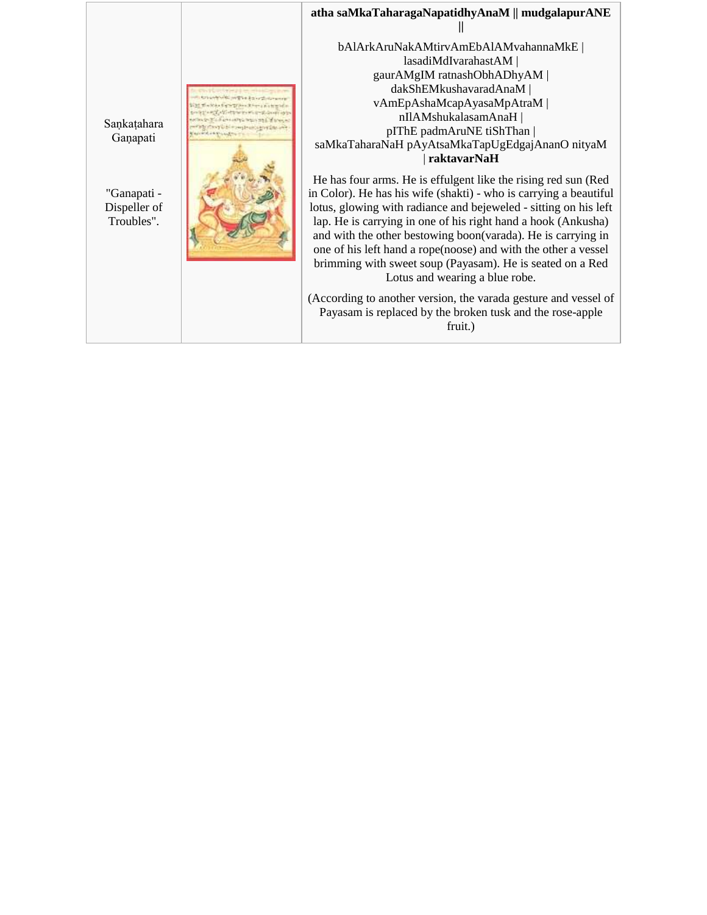| | | |
|---|---|---|
| Saṇkaṭahara Gaṇapati<br><br>"Ganapati - Dispeller of Troubles". | | **atha saMkaTaharagaNapatidhyAnaM \|\| mudgalapurANE \|\|**<br><br>bAlArkAruNakAMtirvAmEbAlAMvahannaMkE \|<br>lasadiMdIvarahastAM \|<br>gaurAMgIM ratnashObhADhyAM \|<br>dakShEMkushavaradAnaM \|<br>vAmEpAshaMcapAyasaMpAtraM \|<br>nIlAMshukalasamAnaH \|<br>pIThE padmAruNE tiShThan \|<br>saMkaTaharaNaH pAyAtsaMkaTapUgEdgajAnanO nityaM \| **raktavarNaH**<br><br>He has four arms. He is effulgent like the rising red sun (Red in Color). He has his wife (shakti) - who is carrying a beautiful lotus, glowing with radiance and bejeweled - sitting on his left lap. He is carrying in one of his right hand a hook (Ankusha) and with the other bestowing boon(varada). He is carrying in one of his left hand a rope(noose) and with the other a vessel brimming with sweet soup (Payasam). He is seated on a Red Lotus and wearing a blue robe.<br><br>(According to another version, the varada gesture and vessel of Payasam is replaced by the broken tusk and the rose-apple fruit.) |